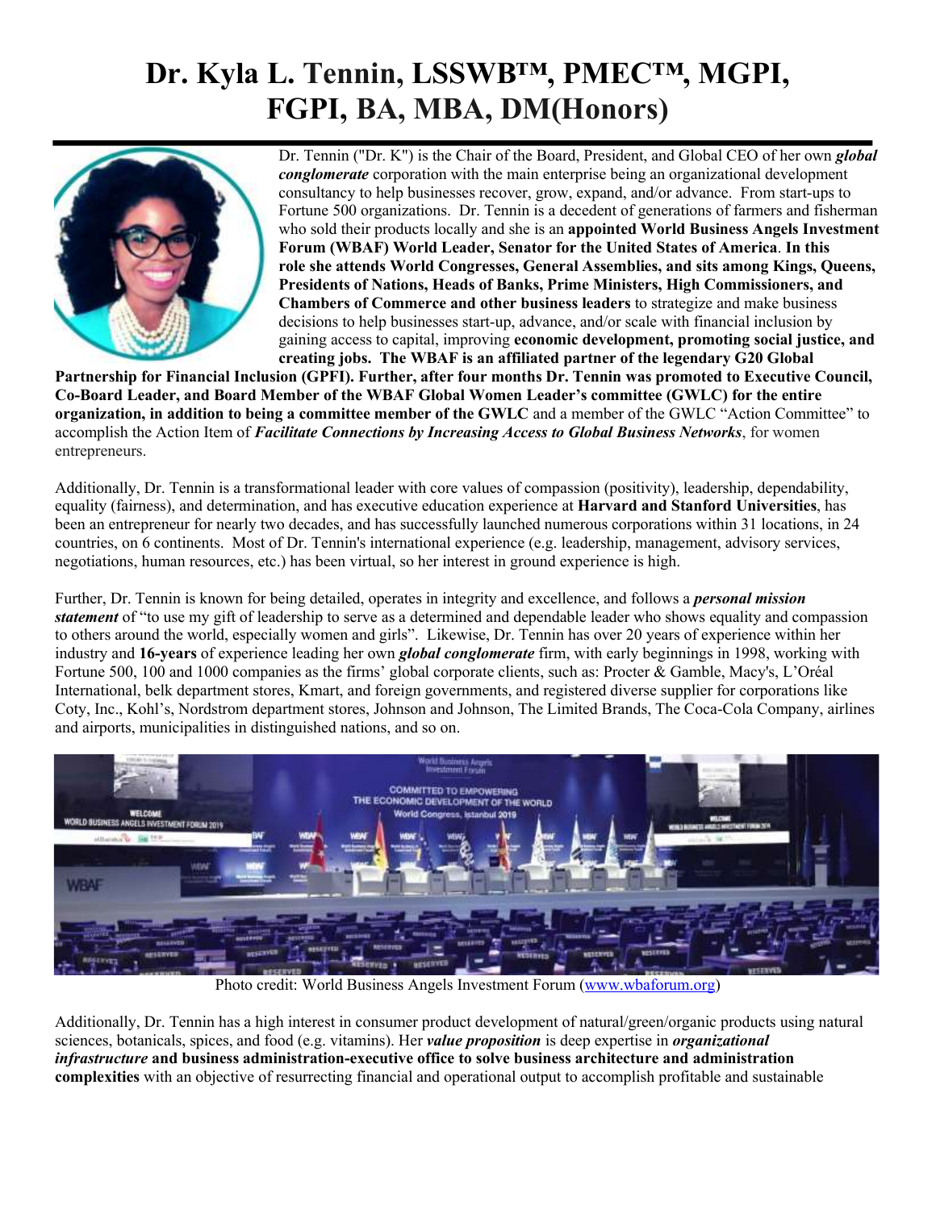# Dr. Kyla L. Tennin, LSSWB™, PMEC™, MGPI, FGPI, BA, MBA, DM(Honors)

Dr. Tennin ("Dr. K") is the Chair of the Board, President, and Global CEO of her own ***global conglomerate*** corporation with the main enterprise being an organizational development consultancy to help businesses recover, grow, expand, and/or advance. From start-ups to Fortune 500 organizations. Dr. Tennin is a decedent of generations of farmers and fisherman who sold their products locally and she is an **appointed World Business Angels Investment Forum (WBAF) World Leader, Senator for the United States of America**. **In this role she attends World Congresses, General Assemblies, and sits among Kings, Queens, Presidents of Nations, Heads of Banks, Prime Ministers, High Commissioners, and Chambers of Commerce and other business leaders** to strategize and make business decisions to help businesses start-up, advance, and/or scale with financial inclusion by gaining access to capital, improving **economic development, promoting social justice, and creating jobs. The WBAF is an affiliated partner of the legendary G20 Global Partnership for Financial Inclusion (GPFI). Further, after four months Dr. Tennin was promoted to Executive Council, Co-Board Leader, and Board Member of the WBAF Global Women Leader's committee (GWLC) for the entire organization, in addition to being a committee member of the GWLC** and a member of the GWLC "Action Committee" to accomplish the Action Item of ***Facilitate Connections by Increasing Access to Global Business Networks***, for women entrepreneurs.

Additionally, Dr. Tennin is a transformational leader with core values of compassion (positivity), leadership, dependability, equality (fairness), and determination, and has executive education experience at **Harvard and Stanford Universities**, has been an entrepreneur for nearly two decades, and has successfully launched numerous corporations within 31 locations, in 24 countries, on 6 continents. Most of Dr. Tennin's international experience (e.g. leadership, management, advisory services, negotiations, human resources, etc.) has been virtual, so her interest in ground experience is high.

Further, Dr. Tennin is known for being detailed, operates in integrity and excellence, and follows a ***personal mission statement*** of "to use my gift of leadership to serve as a determined and dependable leader who shows equality and compassion to others around the world, especially women and girls". Likewise, Dr. Tennin has over 20 years of experience within her industry and **16-years** of experience leading her own ***global conglomerate*** firm, with early beginnings in 1998, working with Fortune 500, 100 and 1000 companies as the firms' global corporate clients, such as: Procter & Gamble, Macy's, L'Oréal International, belk department stores, Kmart, and foreign governments, and registered diverse supplier for corporations like Coty, Inc., Kohl's, Nordstrom department stores, Johnson and Johnson, The Limited Brands, The Coca-Cola Company, airlines and airports, municipalities in distinguished nations, and so on.

Photo credit: World Business Angels Investment Forum (www.wbaforum.org)

Additionally, Dr. Tennin has a high interest in consumer product development of natural/green/organic products using natural sciences, botanicals, spices, and food (e.g. vitamins). Her ***value proposition*** is deep expertise in ***organizational infrastructure*** **and business administration-executive office to solve business architecture and administration complexities** with an objective of resurrecting financial and operational output to accomplish profitable and sustainable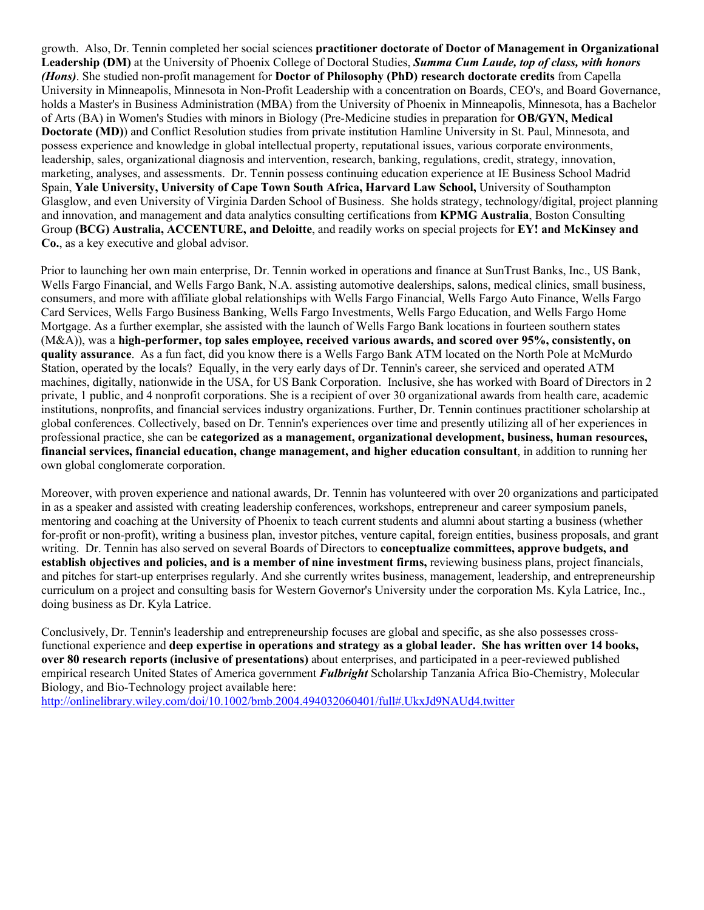growth. Also, Dr. Tennin completed her social sciences **practitioner doctorate of Doctor of Management in Organizational Leadership (DM)** at the University of Phoenix College of Doctoral Studies, ***Summa Cum Laude, top of class, with honors (Hons)***. She studied non-profit management for **Doctor of Philosophy (PhD) research doctorate credits** from Capella University in Minneapolis, Minnesota in Non-Profit Leadership with a concentration on Boards, CEO's, and Board Governance, holds a Master's in Business Administration (MBA) from the University of Phoenix in Minneapolis, Minnesota, has a Bachelor of Arts (BA) in Women's Studies with minors in Biology (Pre-Medicine studies in preparation for **OB/GYN, Medical Doctorate (MD)**) and Conflict Resolution studies from private institution Hamline University in St. Paul, Minnesota, and possess experience and knowledge in global intellectual property, reputational issues, various corporate environments, leadership, sales, organizational diagnosis and intervention, research, banking, regulations, credit, strategy, innovation, marketing, analyses, and assessments. Dr. Tennin possess continuing education experience at IE Business School Madrid Spain, **Yale University, University of Cape Town South Africa, Harvard Law School,** University of Southampton Glasgow, and even University of Virginia Darden School of Business. She holds strategy, technology/digital, project planning and innovation, and management and data analytics consulting certifications from **KPMG Australia**, Boston Consulting Group **(BCG) Australia, ACCENTURE, and Deloitte**, and readily works on special projects for **EY! and McKinsey and Co.**, as a key executive and global advisor.

Prior to launching her own main enterprise, Dr. Tennin worked in operations and finance at SunTrust Banks, Inc., US Bank, Wells Fargo Financial, and Wells Fargo Bank, N.A. assisting automotive dealerships, salons, medical clinics, small business, consumers, and more with affiliate global relationships with Wells Fargo Financial, Wells Fargo Auto Finance, Wells Fargo Card Services, Wells Fargo Business Banking, Wells Fargo Investments, Wells Fargo Education, and Wells Fargo Home Mortgage. As a further exemplar, she assisted with the launch of Wells Fargo Bank locations in fourteen southern states (M&A)), was a **high-performer, top sales employee, received various awards, and scored over 95%, consistently, on quality assurance**. As a fun fact, did you know there is a Wells Fargo Bank ATM located on the North Pole at McMurdo Station, operated by the locals? Equally, in the very early days of Dr. Tennin's career, she serviced and operated ATM machines, digitally, nationwide in the USA, for US Bank Corporation. Inclusive, she has worked with Board of Directors in 2 private, 1 public, and 4 nonprofit corporations. She is a recipient of over 30 organizational awards from health care, academic institutions, nonprofits, and financial services industry organizations. Further, Dr. Tennin continues practitioner scholarship at global conferences. Collectively, based on Dr. Tennin's experiences over time and presently utilizing all of her experiences in professional practice, she can be **categorized as a management, organizational development, business, human resources, financial services, financial education, change management, and higher education consultant**, in addition to running her own global conglomerate corporation.

Moreover, with proven experience and national awards, Dr. Tennin has volunteered with over 20 organizations and participated in as a speaker and assisted with creating leadership conferences, workshops, entrepreneur and career symposium panels, mentoring and coaching at the University of Phoenix to teach current students and alumni about starting a business (whether for-profit or non-profit), writing a business plan, investor pitches, venture capital, foreign entities, business proposals, and grant writing. Dr. Tennin has also served on several Boards of Directors to **conceptualize committees, approve budgets, and establish objectives and policies, and is a member of nine investment firms,** reviewing business plans, project financials, and pitches for start-up enterprises regularly. And she currently writes business, management, leadership, and entrepreneurship curriculum on a project and consulting basis for Western Governor's University under the corporation Ms. Kyla Latrice, Inc., doing business as Dr. Kyla Latrice.

Conclusively, Dr. Tennin's leadership and entrepreneurship focuses are global and specific, as she also possesses cross-functional experience and **deep expertise in operations and strategy as a global leader. She has written over 14 books, over 80 research reports (inclusive of presentations)** about enterprises, and participated in a peer-reviewed published empirical research United States of America government ***Fulbright*** Scholarship Tanzania Africa Bio-Chemistry, Molecular Biology, and Bio-Technology project available here:
http://onlinelibrary.wiley.com/doi/10.1002/bmb.2004.494032060401/full#.UkxJd9NAUd4.twitter